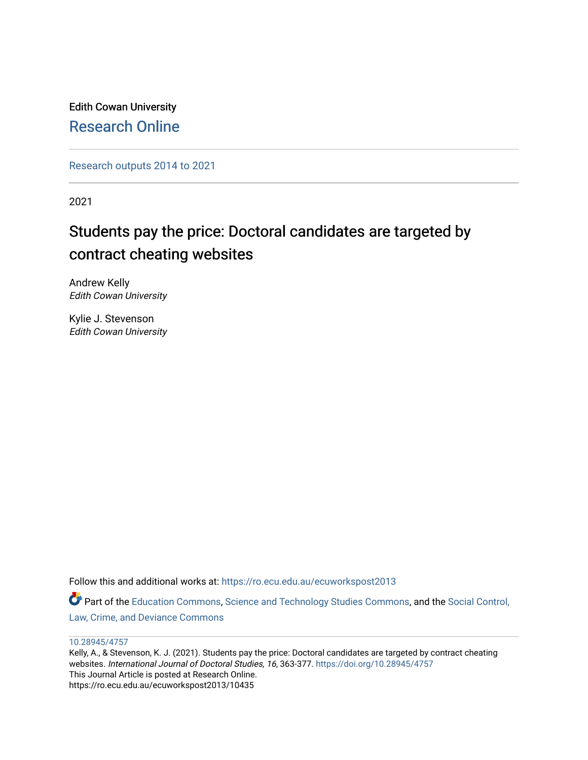Edith Cowan University

Research Online

Research outputs 2014 to 2021

2021

# Students pay the price: Doctoral candidates are targeted by contract cheating websites

Andrew Kelly
*Edith Cowan University*

Kylie J. Stevenson
*Edith Cowan University*

Follow this and additional works at: https://ro.ecu.edu.au/ecuworkspost2013

Part of the Education Commons, Science and Technology Studies Commons, and the Social Control, Law, Crime, and Deviance Commons

10.28945/4757

Kelly, A., & Stevenson, K. J. (2021). Students pay the price: Doctoral candidates are targeted by contract cheating websites. *International Journal of Doctoral Studies, 16*, 363-377. https://doi.org/10.28945/4757

This Journal Article is posted at Research Online.

https://ro.ecu.edu.au/ecuworkspost2013/10435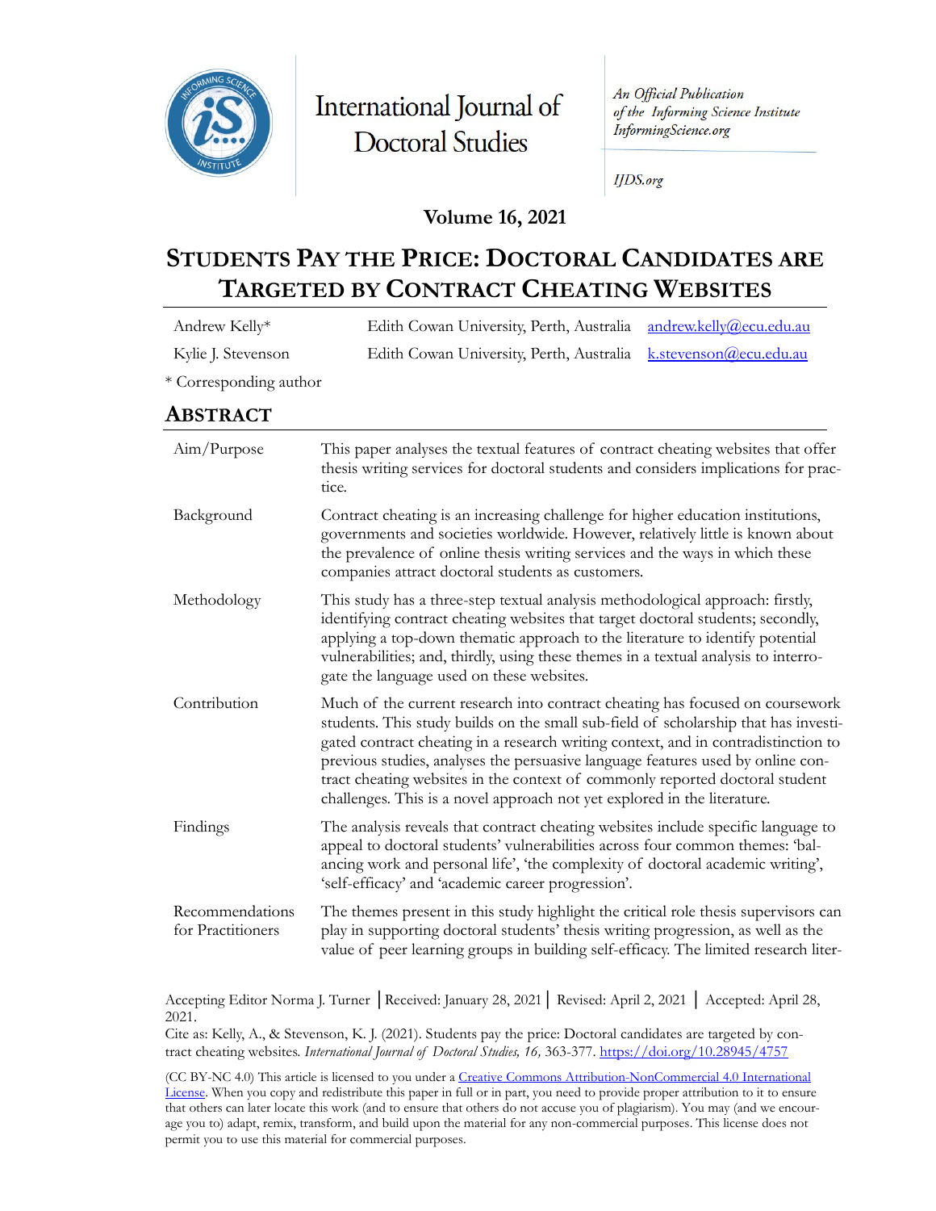# Students Pay the Price: Doctoral Candidates are Targeted by Contract Cheating Websites

| Andrew Kelly* | Edith Cowan University, Perth, Australia | andrew.kelly@ecu.edu.au |
|---|---|---|
| Kylie J. Stevenson | Edith Cowan University, Perth, Australia | k.stevenson@ecu.edu.au |

\* Corresponding author

## Abstract

| | |
|---|---|
| Aim/Purpose | This paper analyses the textual features of contract cheating websites that offer thesis writing services for doctoral students and considers implications for practice. |
| Background | Contract cheating is an increasing challenge for higher education institutions, governments and societies worldwide. However, relatively little is known about the prevalence of online thesis writing services and the ways in which these companies attract doctoral students as customers. |
| Methodology | This study has a three-step textual analysis methodological approach: firstly, identifying contract cheating websites that target doctoral students; secondly, applying a top-down thematic approach to the literature to identify potential vulnerabilities; and, thirdly, using these themes in a textual analysis to interrogate the language used on these websites. |
| Contribution | Much of the current research into contract cheating has focused on coursework students. This study builds on the small sub-field of scholarship that has investigated contract cheating in a research writing context, and in contradistinction to previous studies, analyses the persuasive language features used by online contract cheating websites in the context of commonly reported doctoral student challenges. This is a novel approach not yet explored in the literature. |
| Findings | The analysis reveals that contract cheating websites include specific language to appeal to doctoral students' vulnerabilities across four common themes: 'balancing work and personal life', 'the complexity of doctoral academic writing', 'self-efficacy' and 'academic career progression'. |
| Recommendations for Practitioners | The themes present in this study highlight the critical role thesis supervisors can play in supporting doctoral students' thesis writing progression, as well as the value of peer learning groups in building self-efficacy. The limited research liter- |

Accepting Editor Norma J. Turner │Received: January 28, 2021│ Revised: April 2, 2021 │ Accepted: April 28, 2021.

Cite as: Kelly, A., & Stevenson, K. J. (2021). Students pay the price: Doctoral candidates are targeted by contract cheating websites. *International Journal of Doctoral Studies, 16,* 363-377. https://doi.org/10.28945/4757

(CC BY-NC 4.0) This article is licensed to you under a Creative Commons Attribution-NonCommercial 4.0 International License. When you copy and redistribute this paper in full or in part, you need to provide proper attribution to it to ensure that others can later locate this work (and to ensure that others do not accuse you of plagiarism). You may (and we encourage you to) adapt, remix, transform, and build upon the material for any non-commercial purposes. This license does not permit you to use this material for commercial purposes.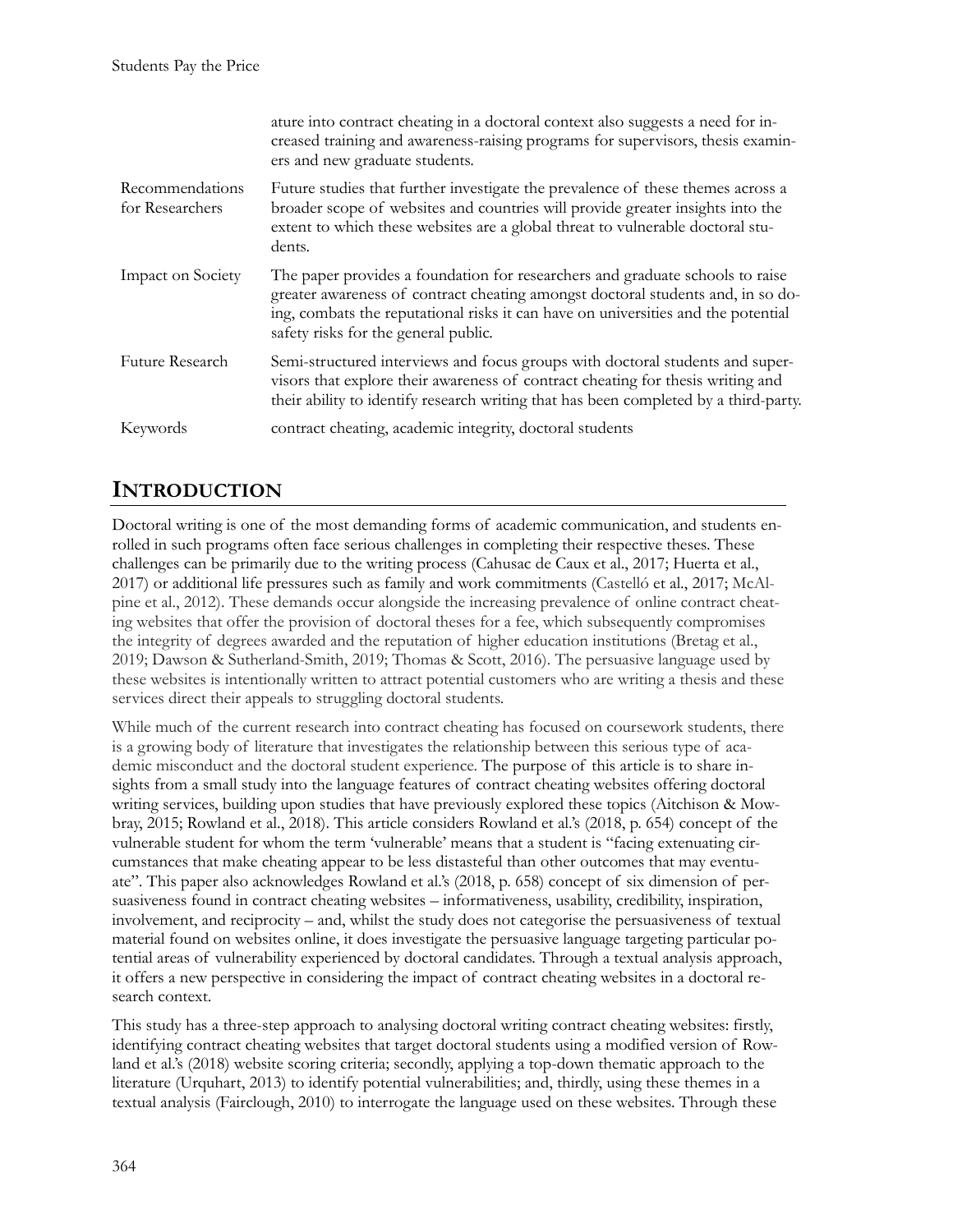| | |
|---|---|
| | ature into contract cheating in a doctoral context also suggests a need for increased training and awareness-raising programs for supervisors, thesis examiners and new graduate students. |
| Recommendations for Researchers | Future studies that further investigate the prevalence of these themes across a broader scope of websites and countries will provide greater insights into the extent to which these websites are a global threat to vulnerable doctoral students. |
| Impact on Society | The paper provides a foundation for researchers and graduate schools to raise greater awareness of contract cheating amongst doctoral students and, in so doing, combats the reputational risks it can have on universities and the potential safety risks for the general public. |
| Future Research | Semi-structured interviews and focus groups with doctoral students and supervisors that explore their awareness of contract cheating for thesis writing and their ability to identify research writing that has been completed by a third-party. |
| Keywords | contract cheating, academic integrity, doctoral students |

## INTRODUCTION

Doctoral writing is one of the most demanding forms of academic communication, and students enrolled in such programs often face serious challenges in completing their respective theses. These challenges can be primarily due to the writing process (Cahusac de Caux et al., 2017; Huerta et al., 2017) or additional life pressures such as family and work commitments (Castelló et al., 2017; McAlpine et al., 2012). These demands occur alongside the increasing prevalence of online contract cheating websites that offer the provision of doctoral theses for a fee, which subsequently compromises the integrity of degrees awarded and the reputation of higher education institutions (Bretag et al., 2019; Dawson & Sutherland-Smith, 2019; Thomas & Scott, 2016). The persuasive language used by these websites is intentionally written to attract potential customers who are writing a thesis and these services direct their appeals to struggling doctoral students.

While much of the current research into contract cheating has focused on coursework students, there is a growing body of literature that investigates the relationship between this serious type of academic misconduct and the doctoral student experience. The purpose of this article is to share insights from a small study into the language features of contract cheating websites offering doctoral writing services, building upon studies that have previously explored these topics (Aitchison & Mowbray, 2015; Rowland et al., 2018). This article considers Rowland et al.'s (2018, p. 654) concept of the vulnerable student for whom the term 'vulnerable' means that a student is "facing extenuating circumstances that make cheating appear to be less distasteful than other outcomes that may eventuate". This paper also acknowledges Rowland et al.'s (2018, p. 658) concept of six dimension of persuasiveness found in contract cheating websites – informativeness, usability, credibility, inspiration, involvement, and reciprocity – and, whilst the study does not categorise the persuasiveness of textual material found on websites online, it does investigate the persuasive language targeting particular potential areas of vulnerability experienced by doctoral candidates. Through a textual analysis approach, it offers a new perspective in considering the impact of contract cheating websites in a doctoral research context.

This study has a three-step approach to analysing doctoral writing contract cheating websites: firstly, identifying contract cheating websites that target doctoral students using a modified version of Rowland et al.'s (2018) website scoring criteria; secondly, applying a top-down thematic approach to the literature (Urquhart, 2013) to identify potential vulnerabilities; and, thirdly, using these themes in a textual analysis (Fairclough, 2010) to interrogate the language used on these websites. Through these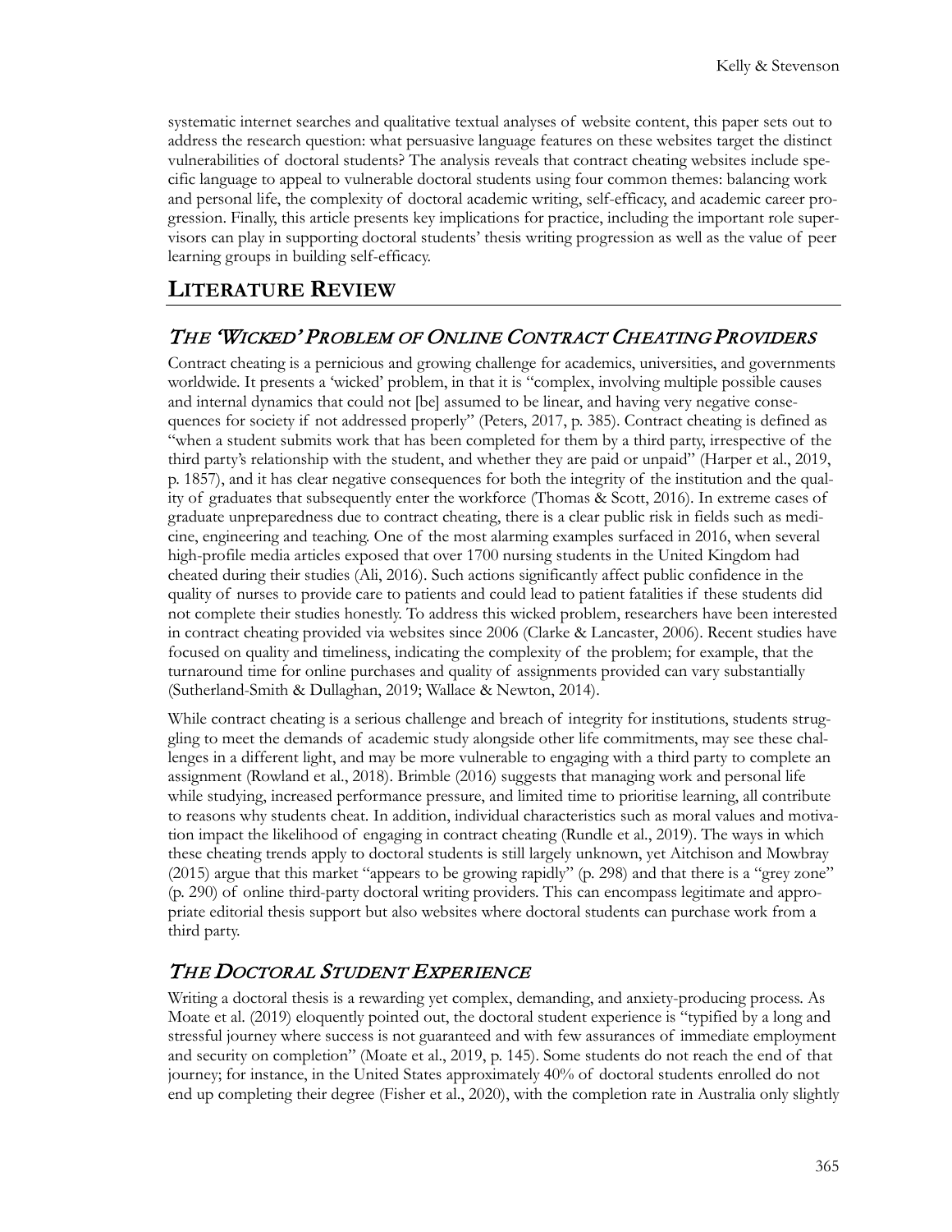systematic internet searches and qualitative textual analyses of website content, this paper sets out to address the research question: what persuasive language features on these websites target the distinct vulnerabilities of doctoral students? The analysis reveals that contract cheating websites include specific language to appeal to vulnerable doctoral students using four common themes: balancing work and personal life, the complexity of doctoral academic writing, self-efficacy, and academic career progression. Finally, this article presents key implications for practice, including the important role supervisors can play in supporting doctoral students' thesis writing progression as well as the value of peer learning groups in building self-efficacy.

## LITERATURE REVIEW

### *THE 'WICKED' PROBLEM OF ONLINE CONTRACT CHEATING PROVIDERS*

Contract cheating is a pernicious and growing challenge for academics, universities, and governments worldwide. It presents a 'wicked' problem, in that it is "complex, involving multiple possible causes and internal dynamics that could not [be] assumed to be linear, and having very negative consequences for society if not addressed properly" (Peters, 2017, p. 385). Contract cheating is defined as "when a student submits work that has been completed for them by a third party, irrespective of the third party's relationship with the student, and whether they are paid or unpaid" (Harper et al., 2019, p. 1857), and it has clear negative consequences for both the integrity of the institution and the quality of graduates that subsequently enter the workforce (Thomas & Scott, 2016). In extreme cases of graduate unpreparedness due to contract cheating, there is a clear public risk in fields such as medicine, engineering and teaching. One of the most alarming examples surfaced in 2016, when several high-profile media articles exposed that over 1700 nursing students in the United Kingdom had cheated during their studies (Ali, 2016). Such actions significantly affect public confidence in the quality of nurses to provide care to patients and could lead to patient fatalities if these students did not complete their studies honestly. To address this wicked problem, researchers have been interested in contract cheating provided via websites since 2006 (Clarke & Lancaster, 2006). Recent studies have focused on quality and timeliness, indicating the complexity of the problem; for example, that the turnaround time for online purchases and quality of assignments provided can vary substantially (Sutherland-Smith & Dullaghan, 2019; Wallace & Newton, 2014).

While contract cheating is a serious challenge and breach of integrity for institutions, students struggling to meet the demands of academic study alongside other life commitments, may see these challenges in a different light, and may be more vulnerable to engaging with a third party to complete an assignment (Rowland et al., 2018). Brimble (2016) suggests that managing work and personal life while studying, increased performance pressure, and limited time to prioritise learning, all contribute to reasons why students cheat. In addition, individual characteristics such as moral values and motivation impact the likelihood of engaging in contract cheating (Rundle et al., 2019). The ways in which these cheating trends apply to doctoral students is still largely unknown, yet Aitchison and Mowbray (2015) argue that this market "appears to be growing rapidly" (p. 298) and that there is a "grey zone" (p. 290) of online third-party doctoral writing providers. This can encompass legitimate and appropriate editorial thesis support but also websites where doctoral students can purchase work from a third party.

### *THE DOCTORAL STUDENT EXPERIENCE*

Writing a doctoral thesis is a rewarding yet complex, demanding, and anxiety-producing process. As Moate et al. (2019) eloquently pointed out, the doctoral student experience is "typified by a long and stressful journey where success is not guaranteed and with few assurances of immediate employment and security on completion" (Moate et al., 2019, p. 145). Some students do not reach the end of that journey; for instance, in the United States approximately 40% of doctoral students enrolled do not end up completing their degree (Fisher et al., 2020), with the completion rate in Australia only slightly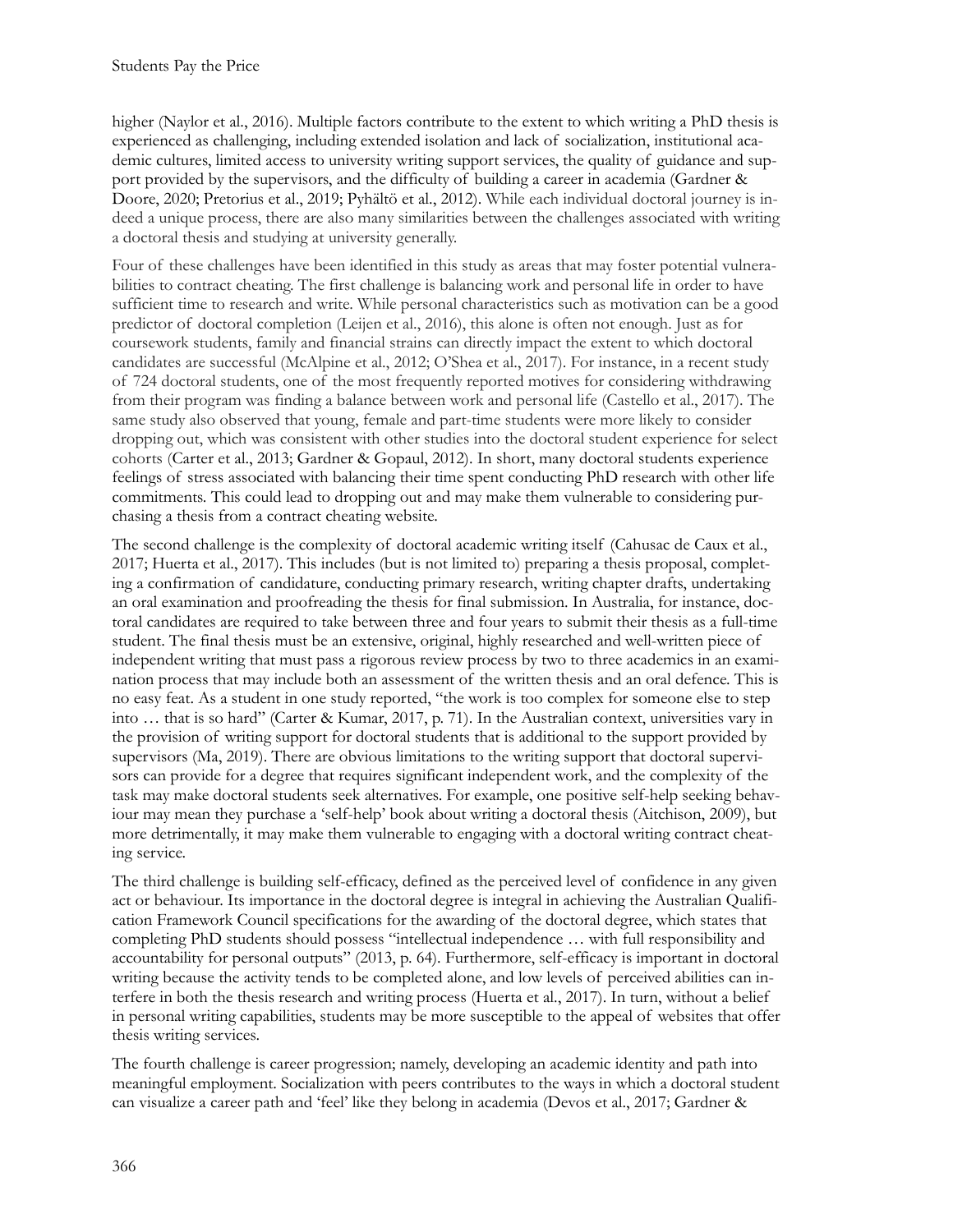higher (Naylor et al., 2016). Multiple factors contribute to the extent to which writing a PhD thesis is experienced as challenging, including extended isolation and lack of socialization, institutional academic cultures, limited access to university writing support services, the quality of guidance and support provided by the supervisors, and the difficulty of building a career in academia (Gardner & Doore, 2020; Pretorius et al., 2019; Pyhältö et al., 2012). While each individual doctoral journey is indeed a unique process, there are also many similarities between the challenges associated with writing a doctoral thesis and studying at university generally.

Four of these challenges have been identified in this study as areas that may foster potential vulnerabilities to contract cheating. The first challenge is balancing work and personal life in order to have sufficient time to research and write. While personal characteristics such as motivation can be a good predictor of doctoral completion (Leijen et al., 2016), this alone is often not enough. Just as for coursework students, family and financial strains can directly impact the extent to which doctoral candidates are successful (McAlpine et al., 2012; O'Shea et al., 2017). For instance, in a recent study of 724 doctoral students, one of the most frequently reported motives for considering withdrawing from their program was finding a balance between work and personal life (Castello et al., 2017). The same study also observed that young, female and part-time students were more likely to consider dropping out, which was consistent with other studies into the doctoral student experience for select cohorts (Carter et al., 2013; Gardner & Gopaul, 2012). In short, many doctoral students experience feelings of stress associated with balancing their time spent conducting PhD research with other life commitments. This could lead to dropping out and may make them vulnerable to considering purchasing a thesis from a contract cheating website.

The second challenge is the complexity of doctoral academic writing itself (Cahusac de Caux et al., 2017; Huerta et al., 2017). This includes (but is not limited to) preparing a thesis proposal, completing a confirmation of candidature, conducting primary research, writing chapter drafts, undertaking an oral examination and proofreading the thesis for final submission. In Australia, for instance, doctoral candidates are required to take between three and four years to submit their thesis as a full-time student. The final thesis must be an extensive, original, highly researched and well-written piece of independent writing that must pass a rigorous review process by two to three academics in an examination process that may include both an assessment of the written thesis and an oral defence. This is no easy feat. As a student in one study reported, "the work is too complex for someone else to step into … that is so hard" (Carter & Kumar, 2017, p. 71). In the Australian context, universities vary in the provision of writing support for doctoral students that is additional to the support provided by supervisors (Ma, 2019). There are obvious limitations to the writing support that doctoral supervisors can provide for a degree that requires significant independent work, and the complexity of the task may make doctoral students seek alternatives. For example, one positive self-help seeking behaviour may mean they purchase a 'self-help' book about writing a doctoral thesis (Aitchison, 2009), but more detrimentally, it may make them vulnerable to engaging with a doctoral writing contract cheating service.

The third challenge is building self-efficacy, defined as the perceived level of confidence in any given act or behaviour. Its importance in the doctoral degree is integral in achieving the Australian Qualification Framework Council specifications for the awarding of the doctoral degree, which states that completing PhD students should possess "intellectual independence … with full responsibility and accountability for personal outputs" (2013, p. 64). Furthermore, self-efficacy is important in doctoral writing because the activity tends to be completed alone, and low levels of perceived abilities can interfere in both the thesis research and writing process (Huerta et al., 2017). In turn, without a belief in personal writing capabilities, students may be more susceptible to the appeal of websites that offer thesis writing services.

The fourth challenge is career progression; namely, developing an academic identity and path into meaningful employment. Socialization with peers contributes to the ways in which a doctoral student can visualize a career path and 'feel' like they belong in academia (Devos et al., 2017; Gardner &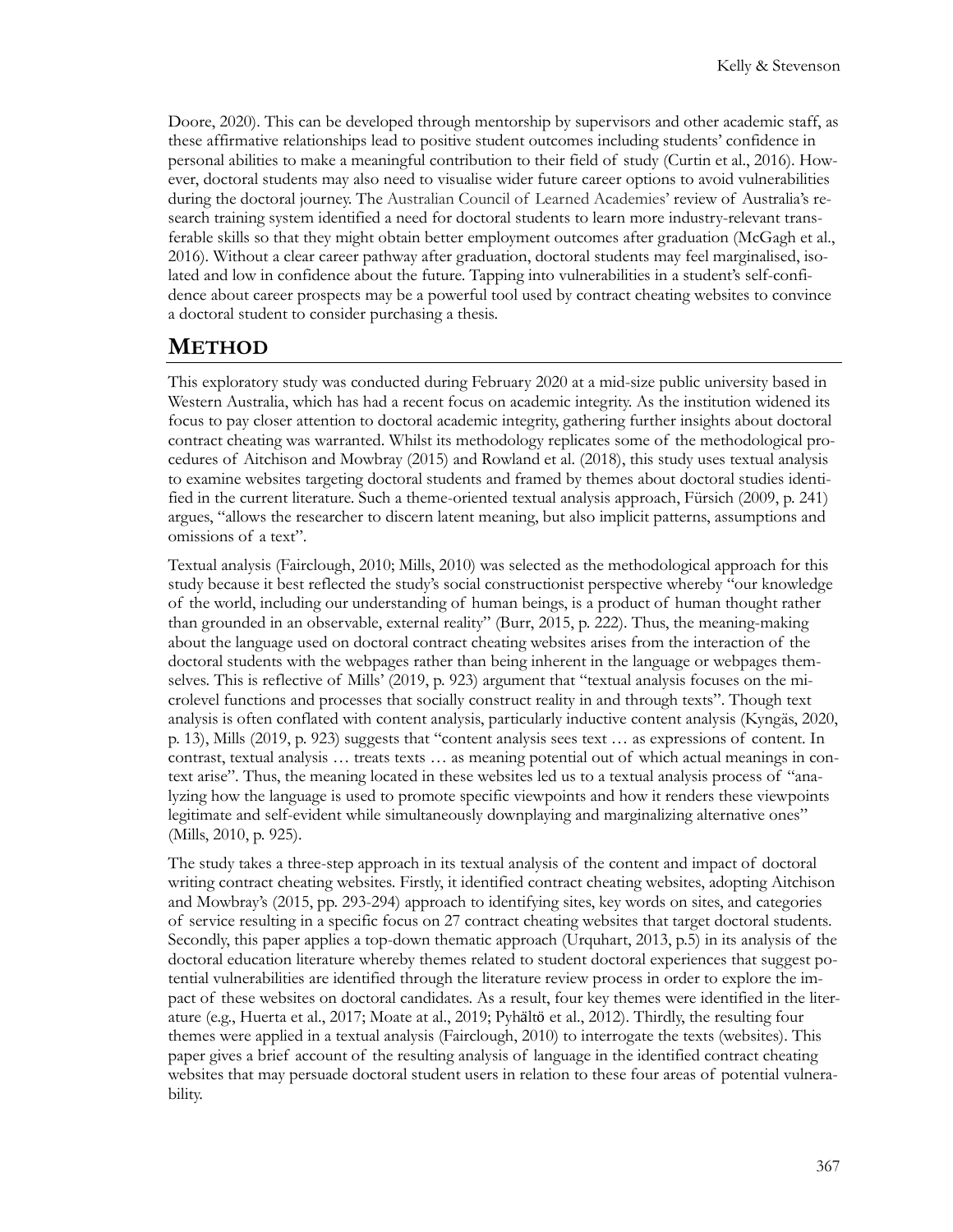Doore, 2020). This can be developed through mentorship by supervisors and other academic staff, as these affirmative relationships lead to positive student outcomes including students' confidence in personal abilities to make a meaningful contribution to their field of study (Curtin et al., 2016). However, doctoral students may also need to visualise wider future career options to avoid vulnerabilities during the doctoral journey. The Australian Council of Learned Academies' review of Australia's research training system identified a need for doctoral students to learn more industry-relevant transferable skills so that they might obtain better employment outcomes after graduation (McGagh et al., 2016). Without a clear career pathway after graduation, doctoral students may feel marginalised, isolated and low in confidence about the future. Tapping into vulnerabilities in a student's self-confidence about career prospects may be a powerful tool used by contract cheating websites to convince a doctoral student to consider purchasing a thesis.

## METHOD

This exploratory study was conducted during February 2020 at a mid-size public university based in Western Australia, which has had a recent focus on academic integrity. As the institution widened its focus to pay closer attention to doctoral academic integrity, gathering further insights about doctoral contract cheating was warranted. Whilst its methodology replicates some of the methodological procedures of Aitchison and Mowbray (2015) and Rowland et al. (2018), this study uses textual analysis to examine websites targeting doctoral students and framed by themes about doctoral studies identified in the current literature. Such a theme-oriented textual analysis approach, Fürsich (2009, p. 241) argues, "allows the researcher to discern latent meaning, but also implicit patterns, assumptions and omissions of a text".

Textual analysis (Fairclough, 2010; Mills, 2010) was selected as the methodological approach for this study because it best reflected the study's social constructionist perspective whereby "our knowledge of the world, including our understanding of human beings, is a product of human thought rather than grounded in an observable, external reality" (Burr, 2015, p. 222). Thus, the meaning-making about the language used on doctoral contract cheating websites arises from the interaction of the doctoral students with the webpages rather than being inherent in the language or webpages themselves. This is reflective of Mills' (2019, p. 923) argument that "textual analysis focuses on the microlevel functions and processes that socially construct reality in and through texts". Though text analysis is often conflated with content analysis, particularly inductive content analysis (Kyngäs, 2020, p. 13), Mills (2019, p. 923) suggests that "content analysis sees text … as expressions of content. In contrast, textual analysis … treats texts … as meaning potential out of which actual meanings in context arise". Thus, the meaning located in these websites led us to a textual analysis process of "analyzing how the language is used to promote specific viewpoints and how it renders these viewpoints legitimate and self-evident while simultaneously downplaying and marginalizing alternative ones" (Mills, 2010, p. 925).

The study takes a three-step approach in its textual analysis of the content and impact of doctoral writing contract cheating websites. Firstly, it identified contract cheating websites, adopting Aitchison and Mowbray's (2015, pp. 293-294) approach to identifying sites, key words on sites, and categories of service resulting in a specific focus on 27 contract cheating websites that target doctoral students. Secondly, this paper applies a top-down thematic approach (Urquhart, 2013, p.5) in its analysis of the doctoral education literature whereby themes related to student doctoral experiences that suggest potential vulnerabilities are identified through the literature review process in order to explore the impact of these websites on doctoral candidates. As a result, four key themes were identified in the literature (e.g., Huerta et al., 2017; Moate at al., 2019; Pyhältö et al., 2012). Thirdly, the resulting four themes were applied in a textual analysis (Fairclough, 2010) to interrogate the texts (websites). This paper gives a brief account of the resulting analysis of language in the identified contract cheating websites that may persuade doctoral student users in relation to these four areas of potential vulnerability.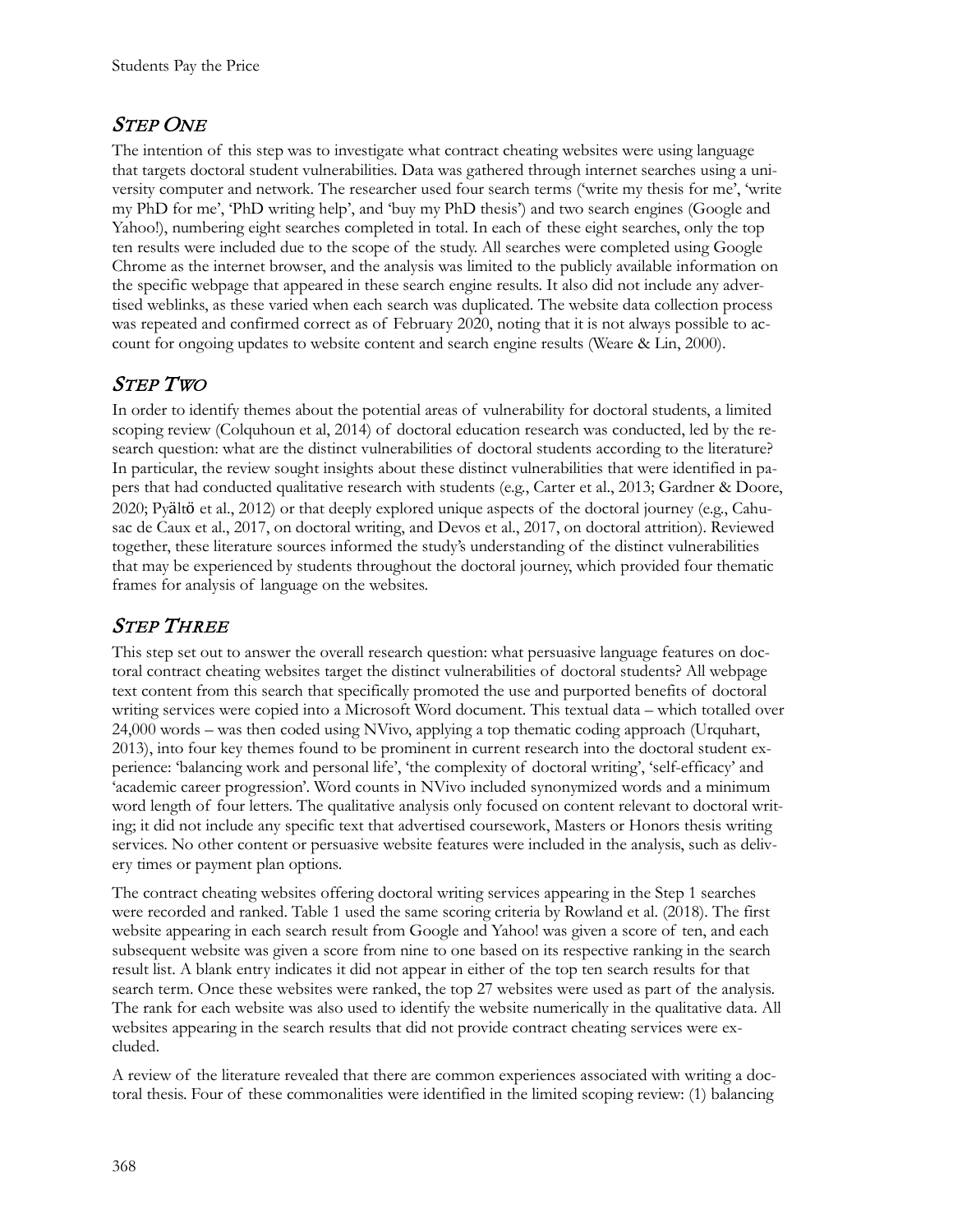## Step One

The intention of this step was to investigate what contract cheating websites were using language that targets doctoral student vulnerabilities. Data was gathered through internet searches using a university computer and network. The researcher used four search terms ('write my thesis for me', 'write my PhD for me', 'PhD writing help', and 'buy my PhD thesis') and two search engines (Google and Yahoo!), numbering eight searches completed in total. In each of these eight searches, only the top ten results were included due to the scope of the study. All searches were completed using Google Chrome as the internet browser, and the analysis was limited to the publicly available information on the specific webpage that appeared in these search engine results. It also did not include any advertised weblinks, as these varied when each search was duplicated. The website data collection process was repeated and confirmed correct as of February 2020, noting that it is not always possible to account for ongoing updates to website content and search engine results (Weare & Lin, 2000).

## Step Two

In order to identify themes about the potential areas of vulnerability for doctoral students, a limited scoping review (Colquhoun et al, 2014) of doctoral education research was conducted, led by the research question: what are the distinct vulnerabilities of doctoral students according to the literature? In particular, the review sought insights about these distinct vulnerabilities that were identified in papers that had conducted qualitative research with students (e.g., Carter et al., 2013; Gardner & Doore, 2020; Pyältö et al., 2012) or that deeply explored unique aspects of the doctoral journey (e.g., Cahusac de Caux et al., 2017, on doctoral writing, and Devos et al., 2017, on doctoral attrition). Reviewed together, these literature sources informed the study's understanding of the distinct vulnerabilities that may be experienced by students throughout the doctoral journey, which provided four thematic frames for analysis of language on the websites.

## Step Three

This step set out to answer the overall research question: what persuasive language features on doctoral contract cheating websites target the distinct vulnerabilities of doctoral students? All webpage text content from this search that specifically promoted the use and purported benefits of doctoral writing services were copied into a Microsoft Word document. This textual data – which totalled over 24,000 words – was then coded using NVivo, applying a top thematic coding approach (Urquhart, 2013), into four key themes found to be prominent in current research into the doctoral student experience: 'balancing work and personal life', 'the complexity of doctoral writing', 'self-efficacy' and 'academic career progression'. Word counts in NVivo included synonymized words and a minimum word length of four letters. The qualitative analysis only focused on content relevant to doctoral writing; it did not include any specific text that advertised coursework, Masters or Honors thesis writing services. No other content or persuasive website features were included in the analysis, such as delivery times or payment plan options.

The contract cheating websites offering doctoral writing services appearing in the Step 1 searches were recorded and ranked. Table 1 used the same scoring criteria by Rowland et al. (2018). The first website appearing in each search result from Google and Yahoo! was given a score of ten, and each subsequent website was given a score from nine to one based on its respective ranking in the search result list. A blank entry indicates it did not appear in either of the top ten search results for that search term. Once these websites were ranked, the top 27 websites were used as part of the analysis. The rank for each website was also used to identify the website numerically in the qualitative data. All websites appearing in the search results that did not provide contract cheating services were excluded.

A review of the literature revealed that there are common experiences associated with writing a doctoral thesis. Four of these commonalities were identified in the limited scoping review: (1) balancing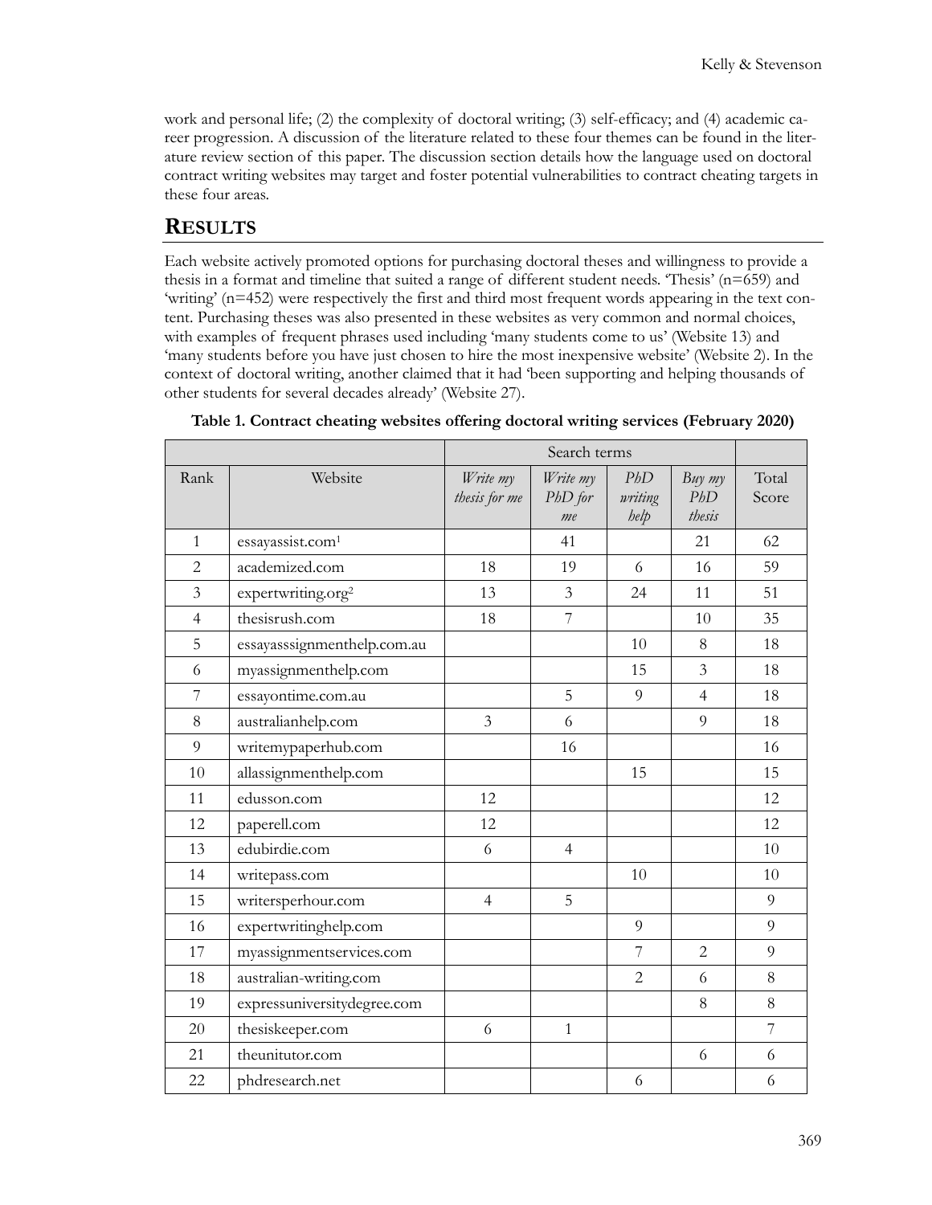work and personal life; (2) the complexity of doctoral writing; (3) self-efficacy; and (4) academic career progression. A discussion of the literature related to these four themes can be found in the literature review section of this paper. The discussion section details how the language used on doctoral contract writing websites may target and foster potential vulnerabilities to contract cheating targets in these four areas.

## RESULTS

Each website actively promoted options for purchasing doctoral theses and willingness to provide a thesis in a format and timeline that suited a range of different student needs. 'Thesis' (n=659) and 'writing' (n=452) were respectively the first and third most frequent words appearing in the text content. Purchasing theses was also presented in these websites as very common and normal choices, with examples of frequent phrases used including 'many students come to us' (Website 13) and 'many students before you have just chosen to hire the most inexpensive website' (Website 2). In the context of doctoral writing, another claimed that it had 'been supporting and helping thousands of other students for several decades already' (Website 27).

**Table 1. Contract cheating websites offering doctoral writing services (February 2020)**

| | | Search terms | | | | |
|---|---|---|---|---|---|---|
| Rank | Website | *Write my thesis for me* | *Write my PhD for me* | *PhD writing help* | *Buy my PhD thesis* | Total Score |
| 1 | essayassist.com[1] | | 41 | | 21 | 62 |
| 2 | academized.com | 18 | 19 | 6 | 16 | 59 |
| 3 | expertwriting.org[2] | 13 | 3 | 24 | 11 | 51 |
| 4 | thesisrush.com | 18 | 7 | | 10 | 35 |
| 5 | essayasssignmenthelp.com.au | | | 10 | 8 | 18 |
| 6 | myassignmenthelp.com | | | 15 | 3 | 18 |
| 7 | essayontime.com.au | | 5 | 9 | 4 | 18 |
| 8 | australianhelp.com | 3 | 6 | | 9 | 18 |
| 9 | writemypaperhub.com | | 16 | | | 16 |
| 10 | allassignmenthelp.com | | | 15 | | 15 |
| 11 | edusson.com | 12 | | | | 12 |
| 12 | paperell.com | 12 | | | | 12 |
| 13 | edubirdie.com | 6 | 4 | | | 10 |
| 14 | writepass.com | | | 10 | | 10 |
| 15 | writersperhour.com | 4 | 5 | | | 9 |
| 16 | expertwritinghelp.com | | | 9 | | 9 |
| 17 | myassignmentservices.com | | | 7 | 2 | 9 |
| 18 | australian-writing.com | | | 2 | 6 | 8 |
| 19 | expressuniversitydegree.com | | | | 8 | 8 |
| 20 | thesiskeeper.com | 6 | 1 | | | 7 |
| 21 | theunitutor.com | | | | 6 | 6 |
| 22 | phdresearch.net | | | 6 | | 6 |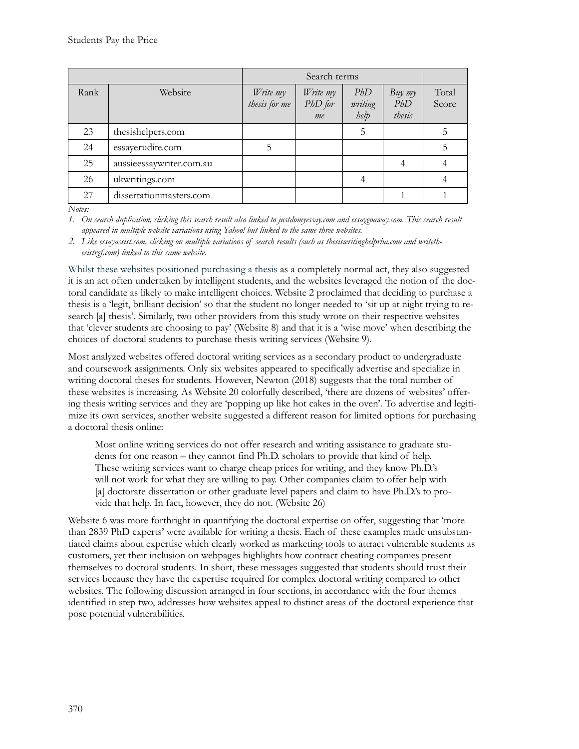| Rank | Website | Search terms | | | | Total Score |
|---|---|---|---|---|---|---|
| | | *Write my thesis for me* | *Write my PhD for me* | *PhD writing help* | *Buy my PhD thesis* | |
| 23 | thesishelpers.com | | | 5 | | 5 |
| 24 | essayerudite.com | 5 | | | | 5 |
| 25 | aussieessaywriter.com.au | | | | 4 | 4 |
| 26 | ukwritings.com | | | 4 | | 4 |
| 27 | dissertationmasters.com | | | | 1 | 1 |

*Notes:*

1. *On search duplication, clicking this search result also linked to justdomyessay.com and essaygoaway.com. This search result appeared in multiple website variations using Yahoo! but linked to the same three websites.*
2. *Like essayassist.com, clicking on multiple variations of search results (such as thesiswritinghelprha.com and writethesistrgf.com) linked to this same website.*

Whilst these websites positioned purchasing a thesis as a completely normal act, they also suggested it is an act often undertaken by intelligent students, and the websites leveraged the notion of the doctoral candidate as likely to make intelligent choices. Website 2 proclaimed that deciding to purchase a thesis is a 'legit, brilliant decision' so that the student no longer needed to 'sit up at night trying to research [a] thesis'. Similarly, two other providers from this study wrote on their respective websites that 'clever students are choosing to pay' (Website 8) and that it is a 'wise move' when describing the choices of doctoral students to purchase thesis writing services (Website 9).

Most analyzed websites offered doctoral writing services as a secondary product to undergraduate and coursework assignments. Only six websites appeared to specifically advertise and specialize in writing doctoral theses for students. However, Newton (2018) suggests that the total number of these websites is increasing. As Website 20 colorfully described, 'there are dozens of websites' offering thesis writing services and they are 'popping up like hot cakes in the oven'. To advertise and legitimize its own services, another website suggested a different reason for limited options for purchasing a doctoral thesis online:

> Most online writing services do not offer research and writing assistance to graduate students for one reason – they cannot find Ph.D. scholars to provide that kind of help. These writing services want to charge cheap prices for writing, and they know Ph.D.'s will not work for what they are willing to pay. Other companies claim to offer help with [a] doctorate dissertation or other graduate level papers and claim to have Ph.D.'s to provide that help. In fact, however, they do not. (Website 26)

Website 6 was more forthright in quantifying the doctoral expertise on offer, suggesting that 'more than 2839 PhD experts' were available for writing a thesis. Each of these examples made unsubstantiated claims about expertise which clearly worked as marketing tools to attract vulnerable students as customers, yet their inclusion on webpages highlights how contract cheating companies present themselves to doctoral students. In short, these messages suggested that students should trust their services because they have the expertise required for complex doctoral writing compared to other websites. The following discussion arranged in four sections, in accordance with the four themes identified in step two, addresses how websites appeal to distinct areas of the doctoral experience that pose potential vulnerabilities.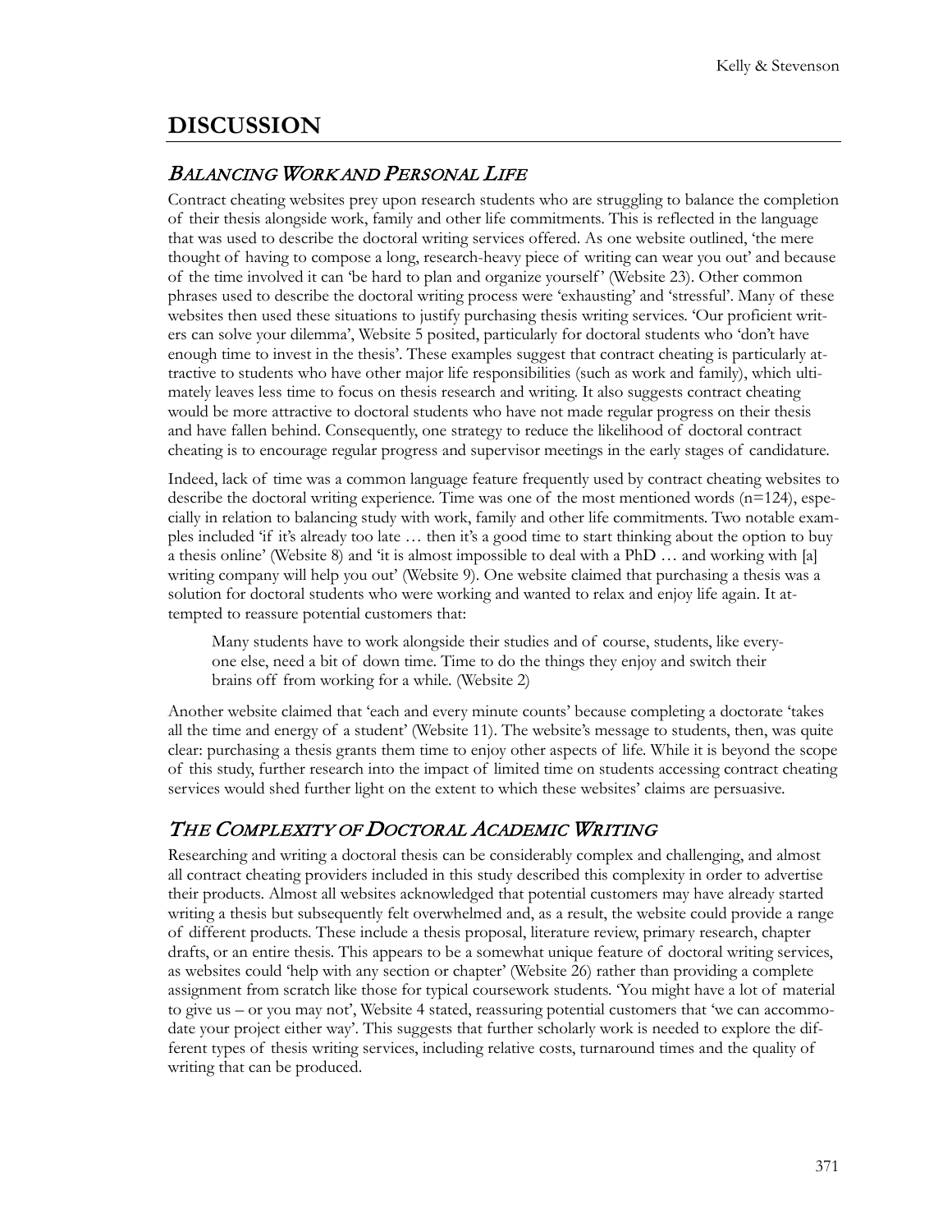# DISCUSSION

## *Balancing Work and Personal Life*

Contract cheating websites prey upon research students who are struggling to balance the completion of their thesis alongside work, family and other life commitments. This is reflected in the language that was used to describe the doctoral writing services offered. As one website outlined, 'the mere thought of having to compose a long, research-heavy piece of writing can wear you out' and because of the time involved it can 'be hard to plan and organize yourself' (Website 23). Other common phrases used to describe the doctoral writing process were 'exhausting' and 'stressful'. Many of these websites then used these situations to justify purchasing thesis writing services. 'Our proficient writers can solve your dilemma', Website 5 posited, particularly for doctoral students who 'don't have enough time to invest in the thesis'. These examples suggest that contract cheating is particularly attractive to students who have other major life responsibilities (such as work and family), which ultimately leaves less time to focus on thesis research and writing. It also suggests contract cheating would be more attractive to doctoral students who have not made regular progress on their thesis and have fallen behind. Consequently, one strategy to reduce the likelihood of doctoral contract cheating is to encourage regular progress and supervisor meetings in the early stages of candidature.

Indeed, lack of time was a common language feature frequently used by contract cheating websites to describe the doctoral writing experience. Time was one of the most mentioned words (n=124), especially in relation to balancing study with work, family and other life commitments. Two notable examples included 'if it's already too late … then it's a good time to start thinking about the option to buy a thesis online' (Website 8) and 'it is almost impossible to deal with a PhD … and working with [a] writing company will help you out' (Website 9). One website claimed that purchasing a thesis was a solution for doctoral students who were working and wanted to relax and enjoy life again. It attempted to reassure potential customers that:

> Many students have to work alongside their studies and of course, students, like everyone else, need a bit of down time. Time to do the things they enjoy and switch their brains off from working for a while. (Website 2)

Another website claimed that 'each and every minute counts' because completing a doctorate 'takes all the time and energy of a student' (Website 11). The website's message to students, then, was quite clear: purchasing a thesis grants them time to enjoy other aspects of life. While it is beyond the scope of this study, further research into the impact of limited time on students accessing contract cheating services would shed further light on the extent to which these websites' claims are persuasive.

## *The Complexity of Doctoral Academic Writing*

Researching and writing a doctoral thesis can be considerably complex and challenging, and almost all contract cheating providers included in this study described this complexity in order to advertise their products. Almost all websites acknowledged that potential customers may have already started writing a thesis but subsequently felt overwhelmed and, as a result, the website could provide a range of different products. These include a thesis proposal, literature review, primary research, chapter drafts, or an entire thesis. This appears to be a somewhat unique feature of doctoral writing services, as websites could 'help with any section or chapter' (Website 26) rather than providing a complete assignment from scratch like those for typical coursework students. 'You might have a lot of material to give us – or you may not', Website 4 stated, reassuring potential customers that 'we can accommodate your project either way'. This suggests that further scholarly work is needed to explore the different types of thesis writing services, including relative costs, turnaround times and the quality of writing that can be produced.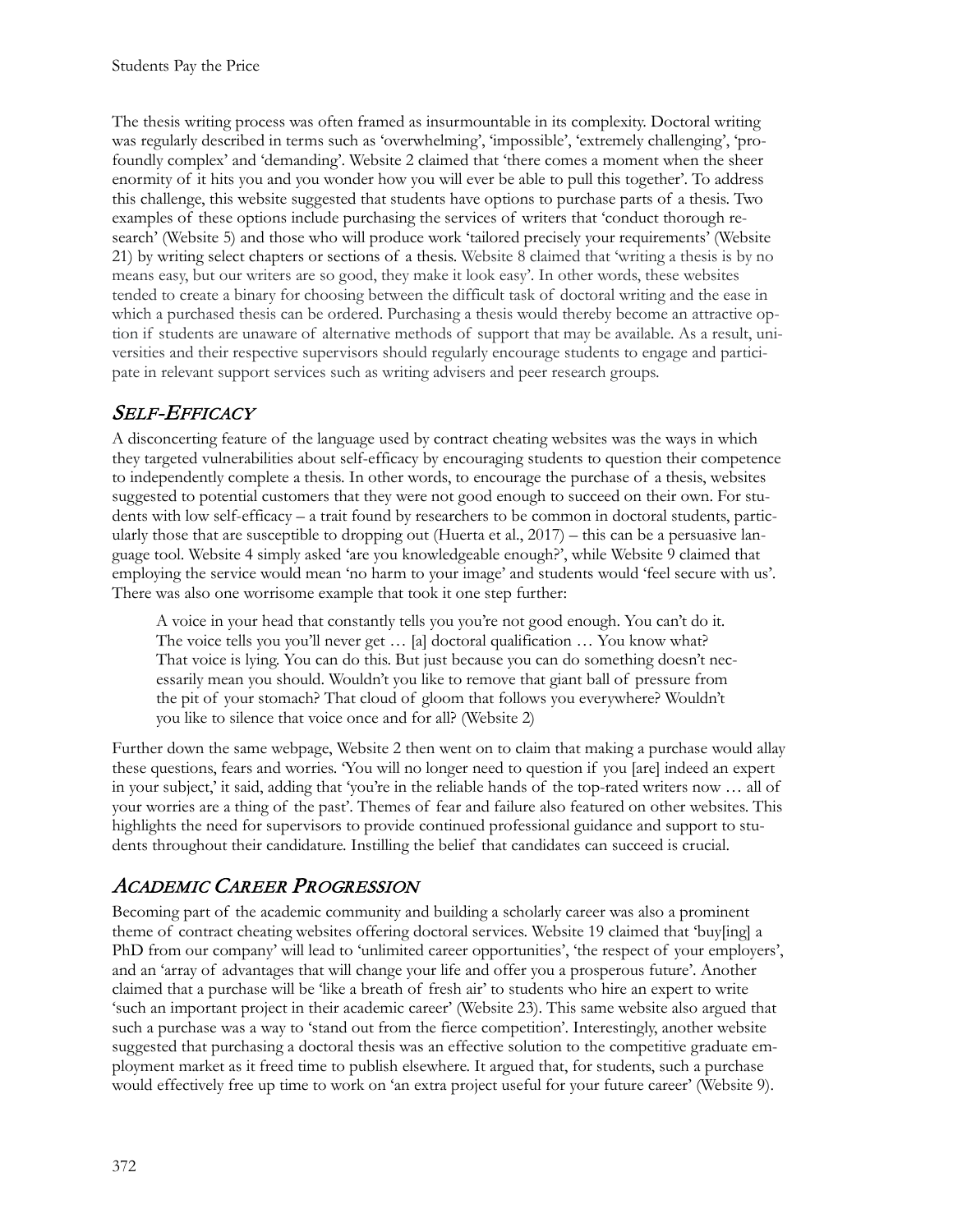The thesis writing process was often framed as insurmountable in its complexity. Doctoral writing was regularly described in terms such as 'overwhelming', 'impossible', 'extremely challenging', 'profoundly complex' and 'demanding'. Website 2 claimed that 'there comes a moment when the sheer enormity of it hits you and you wonder how you will ever be able to pull this together'. To address this challenge, this website suggested that students have options to purchase parts of a thesis. Two examples of these options include purchasing the services of writers that 'conduct thorough research' (Website 5) and those who will produce work 'tailored precisely your requirements' (Website 21) by writing select chapters or sections of a thesis. Website 8 claimed that 'writing a thesis is by no means easy, but our writers are so good, they make it look easy'. In other words, these websites tended to create a binary for choosing between the difficult task of doctoral writing and the ease in which a purchased thesis can be ordered. Purchasing a thesis would thereby become an attractive option if students are unaware of alternative methods of support that may be available. As a result, universities and their respective supervisors should regularly encourage students to engage and participate in relevant support services such as writing advisers and peer research groups.

## *Self-Efficacy*

A disconcerting feature of the language used by contract cheating websites was the ways in which they targeted vulnerabilities about self-efficacy by encouraging students to question their competence to independently complete a thesis. In other words, to encourage the purchase of a thesis, websites suggested to potential customers that they were not good enough to succeed on their own. For students with low self-efficacy – a trait found by researchers to be common in doctoral students, particularly those that are susceptible to dropping out (Huerta et al., 2017) – this can be a persuasive language tool. Website 4 simply asked 'are you knowledgeable enough?', while Website 9 claimed that employing the service would mean 'no harm to your image' and students would 'feel secure with us'. There was also one worrisome example that took it one step further:

> A voice in your head that constantly tells you you're not good enough. You can't do it. The voice tells you you'll never get … [a] doctoral qualification … You know what? That voice is lying. You can do this. But just because you can do something doesn't necessarily mean you should. Wouldn't you like to remove that giant ball of pressure from the pit of your stomach? That cloud of gloom that follows you everywhere? Wouldn't you like to silence that voice once and for all? (Website 2)

Further down the same webpage, Website 2 then went on to claim that making a purchase would allay these questions, fears and worries. 'You will no longer need to question if you [are] indeed an expert in your subject,' it said, adding that 'you're in the reliable hands of the top-rated writers now … all of your worries are a thing of the past'. Themes of fear and failure also featured on other websites. This highlights the need for supervisors to provide continued professional guidance and support to students throughout their candidature. Instilling the belief that candidates can succeed is crucial.

## *Academic Career Progression*

Becoming part of the academic community and building a scholarly career was also a prominent theme of contract cheating websites offering doctoral services. Website 19 claimed that 'buy[ing] a PhD from our company' will lead to 'unlimited career opportunities', 'the respect of your employers', and an 'array of advantages that will change your life and offer you a prosperous future'. Another claimed that a purchase will be 'like a breath of fresh air' to students who hire an expert to write 'such an important project in their academic career' (Website 23). This same website also argued that such a purchase was a way to 'stand out from the fierce competition'. Interestingly, another website suggested that purchasing a doctoral thesis was an effective solution to the competitive graduate employment market as it freed time to publish elsewhere. It argued that, for students, such a purchase would effectively free up time to work on 'an extra project useful for your future career' (Website 9).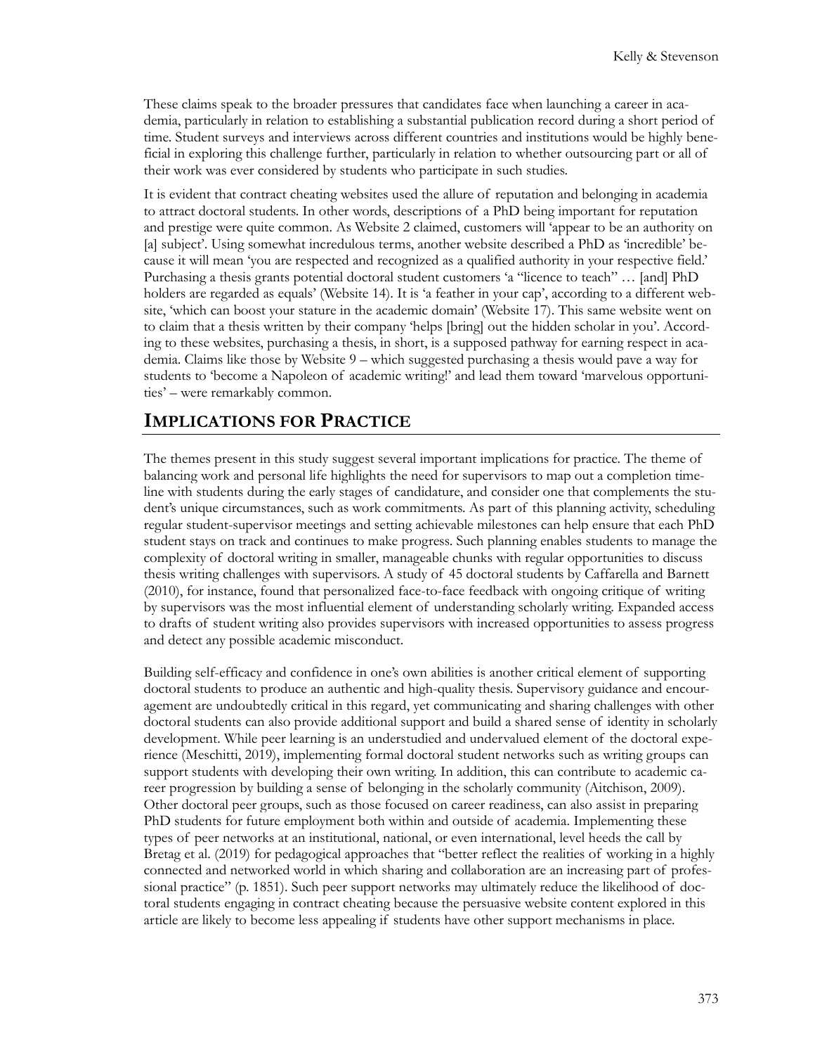These claims speak to the broader pressures that candidates face when launching a career in academia, particularly in relation to establishing a substantial publication record during a short period of time. Student surveys and interviews across different countries and institutions would be highly beneficial in exploring this challenge further, particularly in relation to whether outsourcing part or all of their work was ever considered by students who participate in such studies.

It is evident that contract cheating websites used the allure of reputation and belonging in academia to attract doctoral students. In other words, descriptions of a PhD being important for reputation and prestige were quite common. As Website 2 claimed, customers will 'appear to be an authority on [a] subject'. Using somewhat incredulous terms, another website described a PhD as 'incredible' because it will mean 'you are respected and recognized as a qualified authority in your respective field.' Purchasing a thesis grants potential doctoral student customers 'a "licence to teach" … [and] PhD holders are regarded as equals' (Website 14). It is 'a feather in your cap', according to a different website, 'which can boost your stature in the academic domain' (Website 17). This same website went on to claim that a thesis written by their company 'helps [bring] out the hidden scholar in you'. According to these websites, purchasing a thesis, in short, is a supposed pathway for earning respect in academia. Claims like those by Website 9 – which suggested purchasing a thesis would pave a way for students to 'become a Napoleon of academic writing!' and lead them toward 'marvelous opportunities' – were remarkably common.

## IMPLICATIONS FOR PRACTICE

The themes present in this study suggest several important implications for practice. The theme of balancing work and personal life highlights the need for supervisors to map out a completion timeline with students during the early stages of candidature, and consider one that complements the student's unique circumstances, such as work commitments. As part of this planning activity, scheduling regular student-supervisor meetings and setting achievable milestones can help ensure that each PhD student stays on track and continues to make progress. Such planning enables students to manage the complexity of doctoral writing in smaller, manageable chunks with regular opportunities to discuss thesis writing challenges with supervisors. A study of 45 doctoral students by Caffarella and Barnett (2010), for instance, found that personalized face-to-face feedback with ongoing critique of writing by supervisors was the most influential element of understanding scholarly writing. Expanded access to drafts of student writing also provides supervisors with increased opportunities to assess progress and detect any possible academic misconduct.

Building self-efficacy and confidence in one's own abilities is another critical element of supporting doctoral students to produce an authentic and high-quality thesis. Supervisory guidance and encouragement are undoubtedly critical in this regard, yet communicating and sharing challenges with other doctoral students can also provide additional support and build a shared sense of identity in scholarly development. While peer learning is an understudied and undervalued element of the doctoral experience (Meschitti, 2019), implementing formal doctoral student networks such as writing groups can support students with developing their own writing. In addition, this can contribute to academic career progression by building a sense of belonging in the scholarly community (Aitchison, 2009). Other doctoral peer groups, such as those focused on career readiness, can also assist in preparing PhD students for future employment both within and outside of academia. Implementing these types of peer networks at an institutional, national, or even international, level heeds the call by Bretag et al. (2019) for pedagogical approaches that "better reflect the realities of working in a highly connected and networked world in which sharing and collaboration are an increasing part of professional practice" (p. 1851). Such peer support networks may ultimately reduce the likelihood of doctoral students engaging in contract cheating because the persuasive website content explored in this article are likely to become less appealing if students have other support mechanisms in place.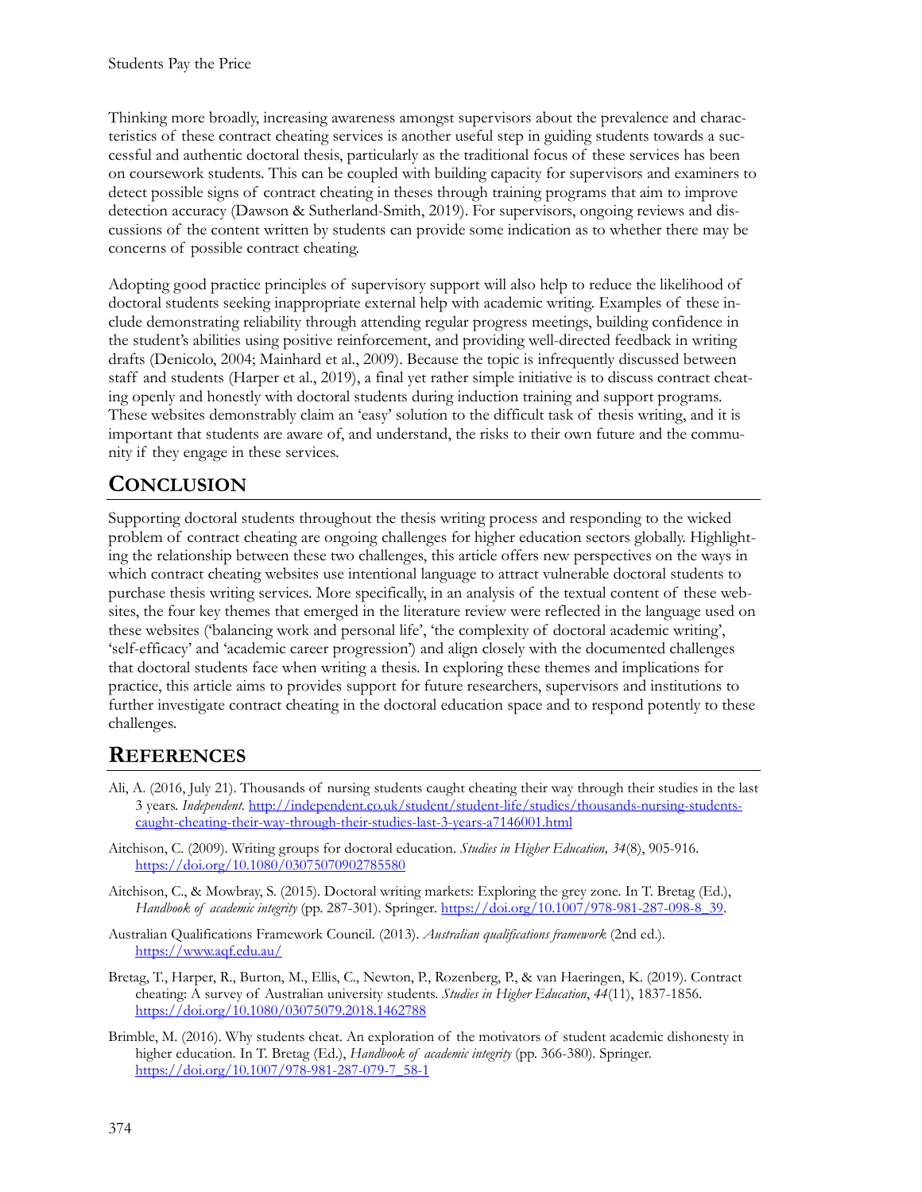Thinking more broadly, increasing awareness amongst supervisors about the prevalence and characteristics of these contract cheating services is another useful step in guiding students towards a successful and authentic doctoral thesis, particularly as the traditional focus of these services has been on coursework students. This can be coupled with building capacity for supervisors and examiners to detect possible signs of contract cheating in theses through training programs that aim to improve detection accuracy (Dawson & Sutherland-Smith, 2019). For supervisors, ongoing reviews and discussions of the content written by students can provide some indication as to whether there may be concerns of possible contract cheating.

Adopting good practice principles of supervisory support will also help to reduce the likelihood of doctoral students seeking inappropriate external help with academic writing. Examples of these include demonstrating reliability through attending regular progress meetings, building confidence in the student's abilities using positive reinforcement, and providing well-directed feedback in writing drafts (Denicolo, 2004; Mainhard et al., 2009). Because the topic is infrequently discussed between staff and students (Harper et al., 2019), a final yet rather simple initiative is to discuss contract cheating openly and honestly with doctoral students during induction training and support programs. These websites demonstrably claim an 'easy' solution to the difficult task of thesis writing, and it is important that students are aware of, and understand, the risks to their own future and the community if they engage in these services.

## CONCLUSION

Supporting doctoral students throughout the thesis writing process and responding to the wicked problem of contract cheating are ongoing challenges for higher education sectors globally. Highlighting the relationship between these two challenges, this article offers new perspectives on the ways in which contract cheating websites use intentional language to attract vulnerable doctoral students to purchase thesis writing services. More specifically, in an analysis of the textual content of these websites, the four key themes that emerged in the literature review were reflected in the language used on these websites ('balancing work and personal life', 'the complexity of doctoral academic writing', 'self-efficacy' and 'academic career progression') and align closely with the documented challenges that doctoral students face when writing a thesis. In exploring these themes and implications for practice, this article aims to provides support for future researchers, supervisors and institutions to further investigate contract cheating in the doctoral education space and to respond potently to these challenges.

## REFERENCES

Ali, A. (2016, July 21). Thousands of nursing students caught cheating their way through their studies in the last 3 years. *Independent*. http://independent.co.uk/student/student-life/studies/thousands-nursing-students-caught-cheating-their-way-through-their-studies-last-3-years-a7146001.html

Aitchison, C. (2009). Writing groups for doctoral education. *Studies in Higher Education, 34*(8), 905-916. https://doi.org/10.1080/03075070902785580

Aitchison, C., & Mowbray, S. (2015). Doctoral writing markets: Exploring the grey zone. In T. Bretag (Ed.), *Handbook of academic integrity* (pp. 287-301). Springer. https://doi.org/10.1007/978-981-287-098-8_39.

Australian Qualifications Framework Council. (2013). *Australian qualifications framework* (2nd ed.). https://www.aqf.edu.au/

Bretag, T., Harper, R., Burton, M., Ellis, C., Newton, P., Rozenberg, P., & van Haeringen, K. (2019). Contract cheating: A survey of Australian university students. *Studies in Higher Education*, *44*(11), 1837-1856. https://doi.org/10.1080/03075079.2018.1462788

Brimble, M. (2016). Why students cheat. An exploration of the motivators of student academic dishonesty in higher education. In T. Bretag (Ed.), *Handbook of academic integrity* (pp. 366-380). Springer. https://doi.org/10.1007/978-981-287-079-7_58-1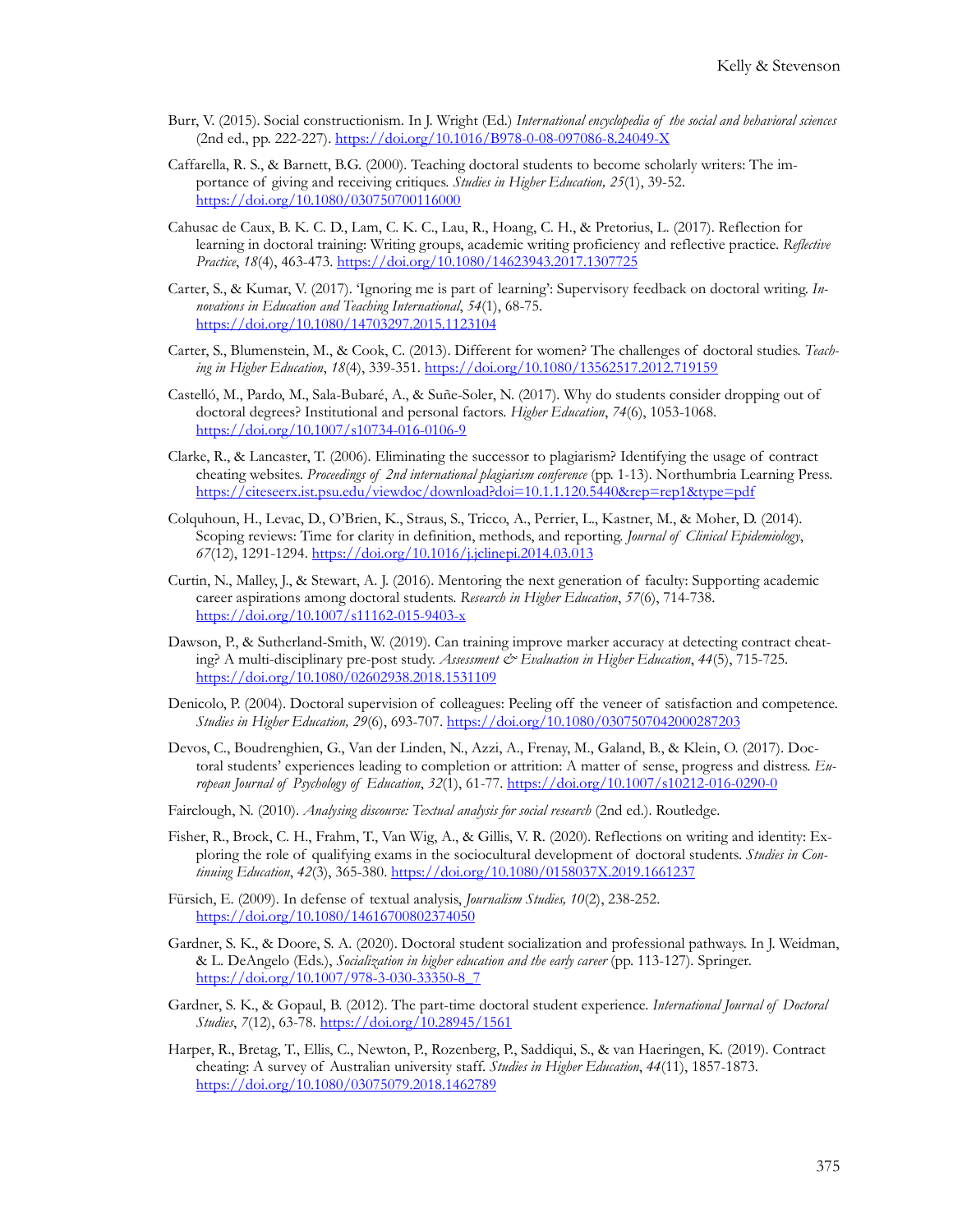Burr, V. (2015). Social constructionism. In J. Wright (Ed.) *International encyclopedia of the social and behavioral sciences* (2nd ed., pp. 222-227). https://doi.org/10.1016/B978-0-08-097086-8.24049-X

Caffarella, R. S., & Barnett, B.G. (2000). Teaching doctoral students to become scholarly writers: The importance of giving and receiving critiques. *Studies in Higher Education, 25*(1), 39-52. https://doi.org/10.1080/030750700116000

Cahusac de Caux, B. K. C. D., Lam, C. K. C., Lau, R., Hoang, C. H., & Pretorius, L. (2017). Reflection for learning in doctoral training: Writing groups, academic writing proficiency and reflective practice. *Reflective Practice*, *18*(4), 463-473. https://doi.org/10.1080/14623943.2017.1307725

Carter, S., & Kumar, V. (2017). 'Ignoring me is part of learning': Supervisory feedback on doctoral writing. *Innovations in Education and Teaching International*, *54*(1), 68-75. https://doi.org/10.1080/14703297.2015.1123104

Carter, S., Blumenstein, M., & Cook, C. (2013). Different for women? The challenges of doctoral studies. *Teaching in Higher Education*, *18*(4), 339-351. https://doi.org/10.1080/13562517.2012.719159

Castelló, M., Pardo, M., Sala-Bubaré, A., & Suñe-Soler, N. (2017). Why do students consider dropping out of doctoral degrees? Institutional and personal factors. *Higher Education*, *74*(6), 1053-1068. https://doi.org/10.1007/s10734-016-0106-9

Clarke, R., & Lancaster, T. (2006). Eliminating the successor to plagiarism? Identifying the usage of contract cheating websites. *Proceedings of 2nd international plagiarism conference* (pp. 1-13). Northumbria Learning Press. https://citeseerx.ist.psu.edu/viewdoc/download?doi=10.1.1.120.5440&rep=rep1&type=pdf

Colquhoun, H., Levac, D., O'Brien, K., Straus, S., Tricco, A., Perrier, L., Kastner, M., & Moher, D. (2014). Scoping reviews: Time for clarity in definition, methods, and reporting. *Journal of Clinical Epidemiology*, *67*(12), 1291-1294. https://doi.org/10.1016/j.jclinepi.2014.03.013

Curtin, N., Malley, J., & Stewart, A. J. (2016). Mentoring the next generation of faculty: Supporting academic career aspirations among doctoral students. *Research in Higher Education*, *57*(6), 714-738. https://doi.org/10.1007/s11162-015-9403-x

Dawson, P., & Sutherland-Smith, W. (2019). Can training improve marker accuracy at detecting contract cheating? A multi-disciplinary pre-post study. *Assessment & Evaluation in Higher Education*, *44*(5), 715-725. https://doi.org/10.1080/02602938.2018.1531109

Denicolo, P. (2004). Doctoral supervision of colleagues: Peeling off the veneer of satisfaction and competence. *Studies in Higher Education, 29*(6), 693-707. https://doi.org/10.1080/0307507042000287203

Devos, C., Boudrenghien, G., Van der Linden, N., Azzi, A., Frenay, M., Galand, B., & Klein, O. (2017). Doctoral students' experiences leading to completion or attrition: A matter of sense, progress and distress. *European Journal of Psychology of Education*, *32*(1), 61-77. https://doi.org/10.1007/s10212-016-0290-0

Fairclough, N. (2010). *Analysing discourse: Textual analysis for social research* (2nd ed.). Routledge.

Fisher, R., Brock, C. H., Frahm, T., Van Wig, A., & Gillis, V. R. (2020). Reflections on writing and identity: Exploring the role of qualifying exams in the sociocultural development of doctoral students. *Studies in Continuing Education*, *42*(3), 365-380. https://doi.org/10.1080/0158037X.2019.1661237

Fürsich, E. (2009). In defense of textual analysis, *Journalism Studies, 10*(2), 238-252. https://doi.org/10.1080/14616700802374050

Gardner, S. K., & Doore, S. A. (2020). Doctoral student socialization and professional pathways. In J. Weidman, & L. DeAngelo (Eds.), *Socialization in higher education and the early career* (pp. 113-127). Springer. https://doi.org/10.1007/978-3-030-33350-8_7

Gardner, S. K., & Gopaul, B. (2012). The part-time doctoral student experience. *International Journal of Doctoral Studies*, *7*(12), 63-78. https://doi.org/10.28945/1561

Harper, R., Bretag, T., Ellis, C., Newton, P., Rozenberg, P., Saddiqui, S., & van Haeringen, K. (2019). Contract cheating: A survey of Australian university staff. *Studies in Higher Education*, *44*(11), 1857-1873. https://doi.org/10.1080/03075079.2018.1462789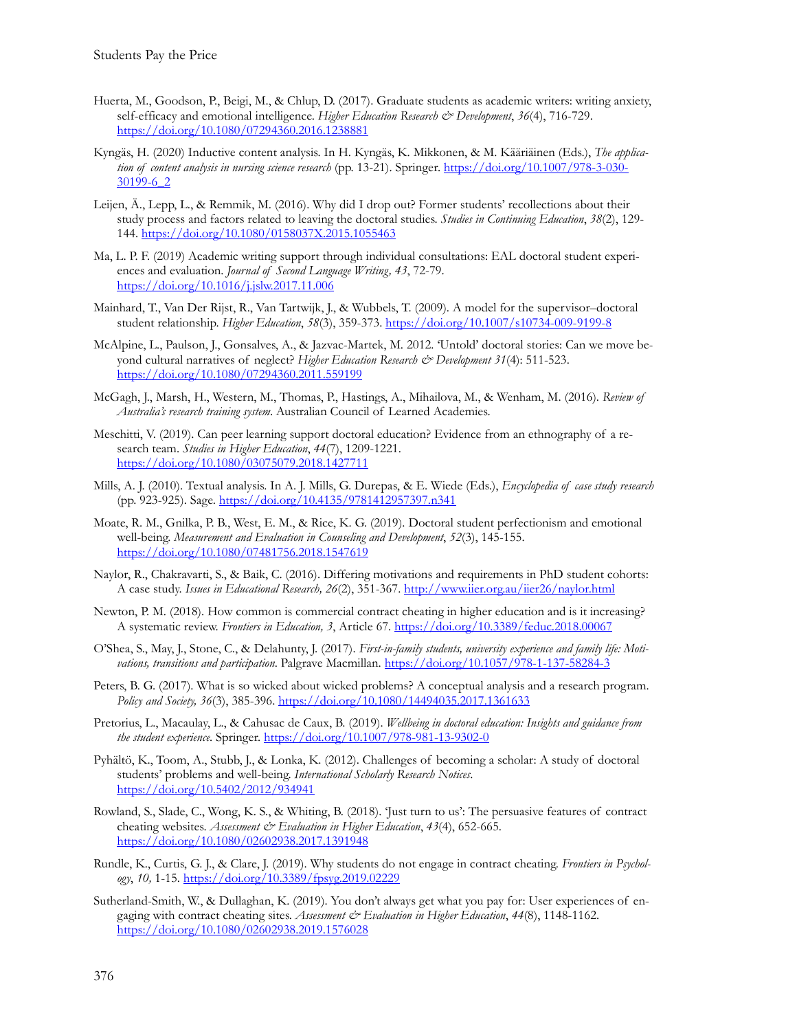Huerta, M., Goodson, P., Beigi, M., & Chlup, D. (2017). Graduate students as academic writers: writing anxiety, self-efficacy and emotional intelligence. *Higher Education Research & Development*, *36*(4), 716-729. https://doi.org/10.1080/07294360.2016.1238881

Kyngäs, H. (2020) Inductive content analysis. In H. Kyngäs, K. Mikkonen, & M. Kääriäinen (Eds.), *The application of content analysis in nursing science research* (pp. 13-21). Springer. https://doi.org/10.1007/978-3-030-30199-6_2

Leijen, Ä., Lepp, L., & Remmik, M. (2016). Why did I drop out? Former students' recollections about their study process and factors related to leaving the doctoral studies. *Studies in Continuing Education*, *38*(2), 129-144. https://doi.org/10.1080/0158037X.2015.1055463

Ma, L. P. F. (2019) Academic writing support through individual consultations: EAL doctoral student experiences and evaluation. *Journal of Second Language Writing, 43*, 72-79. https://doi.org/10.1016/j.jslw.2017.11.006

Mainhard, T., Van Der Rijst, R., Van Tartwijk, J., & Wubbels, T. (2009). A model for the supervisor–doctoral student relationship. *Higher Education*, *58*(3), 359-373. https://doi.org/10.1007/s10734-009-9199-8

McAlpine, L., Paulson, J., Gonsalves, A., & Jazvac-Martek, M. 2012. 'Untold' doctoral stories: Can we move beyond cultural narratives of neglect? *Higher Education Research & Development 31*(4): 511-523. https://doi.org/10.1080/07294360.2011.559199

McGagh, J., Marsh, H., Western, M., Thomas, P., Hastings, A., Mihailova, M., & Wenham, M. (2016). *Review of Australia's research training system*. Australian Council of Learned Academies.

Meschitti, V. (2019). Can peer learning support doctoral education? Evidence from an ethnography of a research team. *Studies in Higher Education*, *44*(7), 1209-1221. https://doi.org/10.1080/03075079.2018.1427711

Mills, A. J. (2010). Textual analysis. In A. J. Mills, G. Durepas, & E. Wiede (Eds.), *Encyclopedia of case study research* (pp. 923-925). Sage. https://doi.org/10.4135/9781412957397.n341

Moate, R. M., Gnilka, P. B., West, E. M., & Rice, K. G. (2019). Doctoral student perfectionism and emotional well-being. *Measurement and Evaluation in Counseling and Development*, *52*(3), 145-155. https://doi.org/10.1080/07481756.2018.1547619

Naylor, R., Chakravarti, S., & Baik, C. (2016). Differing motivations and requirements in PhD student cohorts: A case study. *Issues in Educational Research, 26*(2), 351-367. http://www.iier.org.au/iier26/naylor.html

Newton, P. M. (2018). How common is commercial contract cheating in higher education and is it increasing? A systematic review. *Frontiers in Education, 3*, Article 67. https://doi.org/10.3389/feduc.2018.00067

O'Shea, S., May, J., Stone, C., & Delahunty, J. (2017). *First-in-family students, university experience and family life: Motivations, transitions and participation*. Palgrave Macmillan. https://doi.org/10.1057/978-1-137-58284-3

Peters, B. G. (2017). What is so wicked about wicked problems? A conceptual analysis and a research program. *Policy and Society, 36*(3), 385-396. https://doi.org/10.1080/14494035.2017.1361633

Pretorius, L., Macaulay, L., & Cahusac de Caux, B. (2019). *Wellbeing in doctoral education: Insights and guidance from the student experience*. Springer. https://doi.org/10.1007/978-981-13-9302-0

Pyhältö, K., Toom, A., Stubb, J., & Lonka, K. (2012). Challenges of becoming a scholar: A study of doctoral students' problems and well-being. *International Scholarly Research Notices*. https://doi.org/10.5402/2012/934941

Rowland, S., Slade, C., Wong, K. S., & Whiting, B. (2018). 'Just turn to us': The persuasive features of contract cheating websites. *Assessment & Evaluation in Higher Education*, *43*(4), 652-665. https://doi.org/10.1080/02602938.2017.1391948

Rundle, K., Curtis, G. J., & Clare, J. (2019). Why students do not engage in contract cheating. *Frontiers in Psychology*, *10,* 1-15. https://doi.org/10.3389/fpsyg.2019.02229

Sutherland-Smith, W., & Dullaghan, K. (2019). You don't always get what you pay for: User experiences of engaging with contract cheating sites. *Assessment & Evaluation in Higher Education*, *44*(8), 1148-1162. https://doi.org/10.1080/02602938.2019.1576028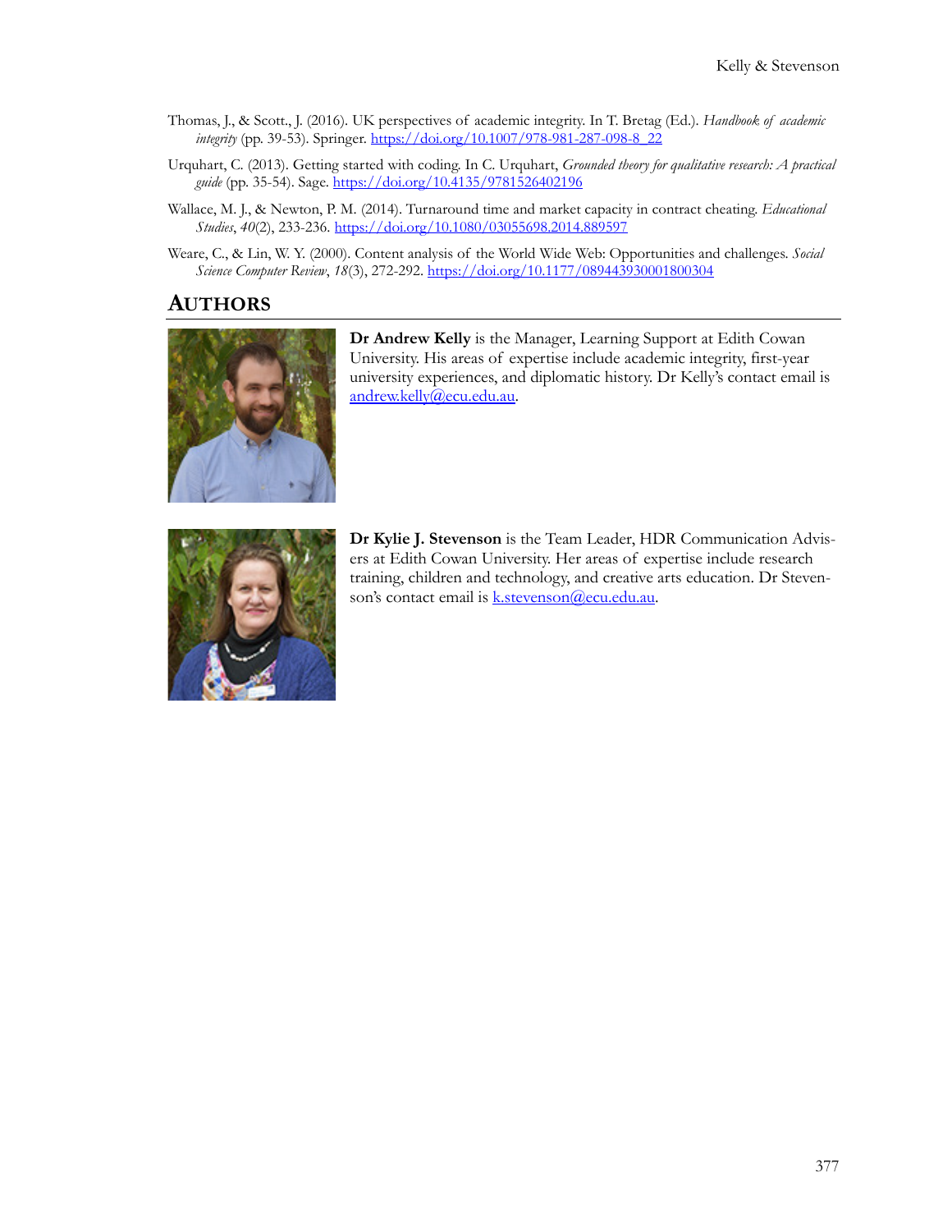Thomas, J., & Scott., J. (2016). UK perspectives of academic integrity. In T. Bretag (Ed.). *Handbook of academic integrity* (pp. 39-53). Springer. https://doi.org/10.1007/978-981-287-098-8_22

Urquhart, C. (2013). Getting started with coding. In C. Urquhart, *Grounded theory for qualitative research: A practical guide* (pp. 35-54). Sage. https://doi.org/10.4135/9781526402196

Wallace, M. J., & Newton, P. M. (2014). Turnaround time and market capacity in contract cheating. *Educational Studies*, *40*(2), 233-236. https://doi.org/10.1080/03055698.2014.889597

Weare, C., & Lin, W. Y. (2000). Content analysis of the World Wide Web: Opportunities and challenges. *Social Science Computer Review*, *18*(3), 272-292. https://doi.org/10.1177/089443930001800304

## AUTHORS

**Dr Andrew Kelly** is the Manager, Learning Support at Edith Cowan University. His areas of expertise include academic integrity, first-year university experiences, and diplomatic history. Dr Kelly's contact email is andrew.kelly@ecu.edu.au.

**Dr Kylie J. Stevenson** is the Team Leader, HDR Communication Advisers at Edith Cowan University. Her areas of expertise include research training, children and technology, and creative arts education. Dr Stevenson's contact email is k.stevenson@ecu.edu.au.